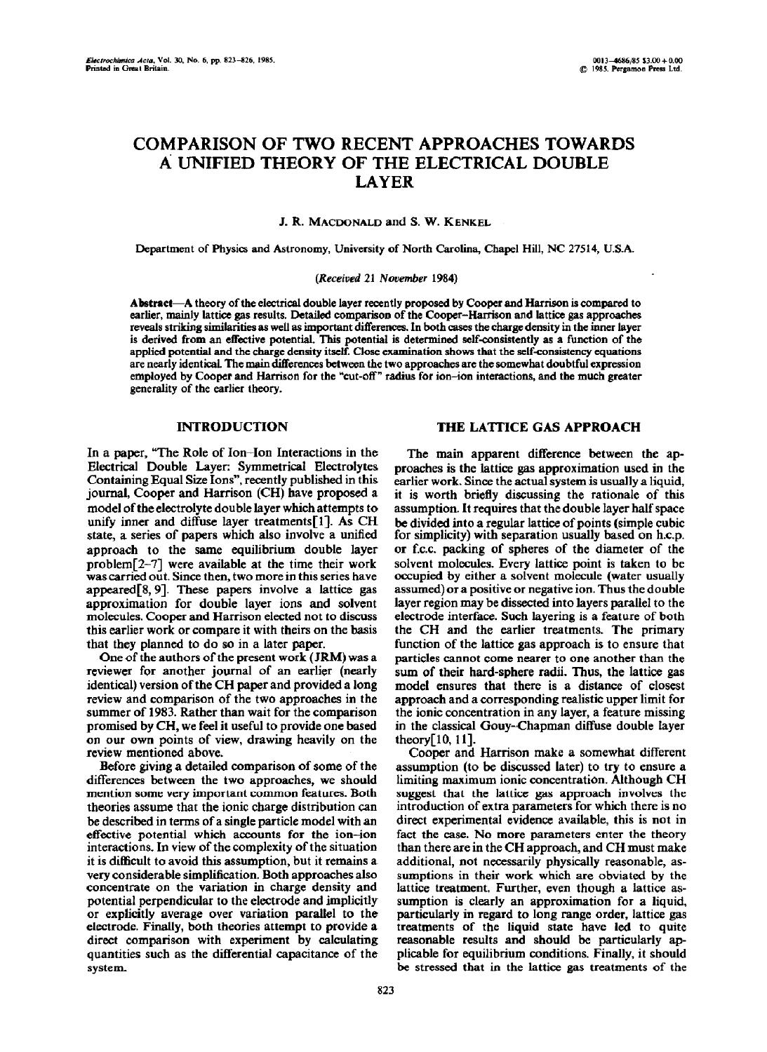# COMPARISON OF TWO RECENT APPROACHES TOWARDS A UNIFIED THEORY OF THE ELECTRICAL DOUBLE LAYER

J. R. Macdonald and S. W. Kenkel

Department of Physics and Astronomy, University of North Carolina, Chapel Hill, NC 27514, U.S.A.

*(Received 21 November 1984)*

**Abstract**—A theory of the electrical double layer recently proposed by Cooper and Harrison is compared to earlier, mainly lattice gas results. Detailed comparison of the Cooper–Harrison and lattice gas approaches reveals striking similarities as well as important differences. In both cases the charge density in the inner layer is derived from an effective potential. This potential is determined self-consistently as a function of the applied potential and the charge density itself. Close examination shows that the self-consistency equations are nearly identical. The main differences between the two approaches are the somewhat doubtful expression employed by Cooper and Harrison for the "cut-off" radius for ion–ion interactions, and the much greater generality of the earlier theory.

## INTRODUCTION

In a paper, "The Role of Ion–Ion Interactions in the Electrical Double Layer: Symmetrical Electrolytes Containing Equal Size Ions", recently published in this journal, Cooper and Harrison (CH) have proposed a model of the electrolyte double layer which attempts to unify inner and diffuse layer treatments[1]. As CH state, a series of papers which also involve a unified approach to the same equilibrium double layer problem[2–7] were available at the time their work was carried out. Since then, two more in this series have appeared[8, 9]. These papers involve a lattice gas approximation for double layer ions and solvent molecules. Cooper and Harrison elected not to discuss this earlier work or compare it with theirs on the basis that they planned to do so in a later paper.

One of the authors of the present work (JRM) was a reviewer for another journal of an earlier (nearly identical) version of the CH paper and provided a long review and comparison of the two approaches in the summer of 1983. Rather than wait for the comparison promised by CH, we feel it useful to provide one based on our own points of view, drawing heavily on the review mentioned above.

Before giving a detailed comparison of some of the differences between the two approaches, we should mention some very important common features. Both theories assume that the ionic charge distribution can be described in terms of a single particle model with an effective potential which accounts for the ion–ion interactions. In view of the complexity of the situation it is difficult to avoid this assumption, but it remains a very considerable simplification. Both approaches also concentrate on the variation in charge density and potential perpendicular to the electrode and implicitly or explicitly average over variation parallel to the electrode. Finally, both theories attempt to provide a direct comparison with experiment by calculating quantities such as the differential capacitance of the system.

## THE LATTICE GAS APPROACH

The main apparent difference between the approaches is the lattice gas approximation used in the earlier work. Since the actual system is usually a liquid, it is worth briefly discussing the rationale of this assumption. It requires that the double layer half space be divided into a regular lattice of points (simple cubic for simplicity) with separation usually based on h.c.p. or f.c.c. packing of spheres of the diameter of the solvent molecules. Every lattice point is taken to be occupied by either a solvent molecule (water usually assumed) or a positive or negative ion. Thus the double layer region may be dissected into layers parallel to the electrode interface. Such layering is a feature of both the CH and the earlier treatments. The primary function of the lattice gas approach is to ensure that particles cannot come nearer to one another than the sum of their hard-sphere radii. Thus, the lattice gas model ensures that there is a distance of closest approach and a corresponding realistic upper limit for the ionic concentration in any layer, a feature missing in the classical Gouy–Chapman diffuse double layer theory[10, 11].

Cooper and Harrison make a somewhat different assumption (to be discussed later) to try to ensure a limiting maximum ionic concentration. Although CH suggest that the lattice gas approach involves the introduction of extra parameters for which there is no direct experimental evidence available, this is not in fact the case. No more parameters enter the theory than there are in the CH approach, and CH must make additional, not necessarily physically reasonable, assumptions in their work which are obviated by the lattice treatment. Further, even though a lattice assumption is clearly an approximation for a liquid, particularly in regard to long range order, lattice gas treatments of the liquid state have led to quite reasonable results and should be particularly applicable for equilibrium conditions. Finally, it should be stressed that in the lattice gas treatments of the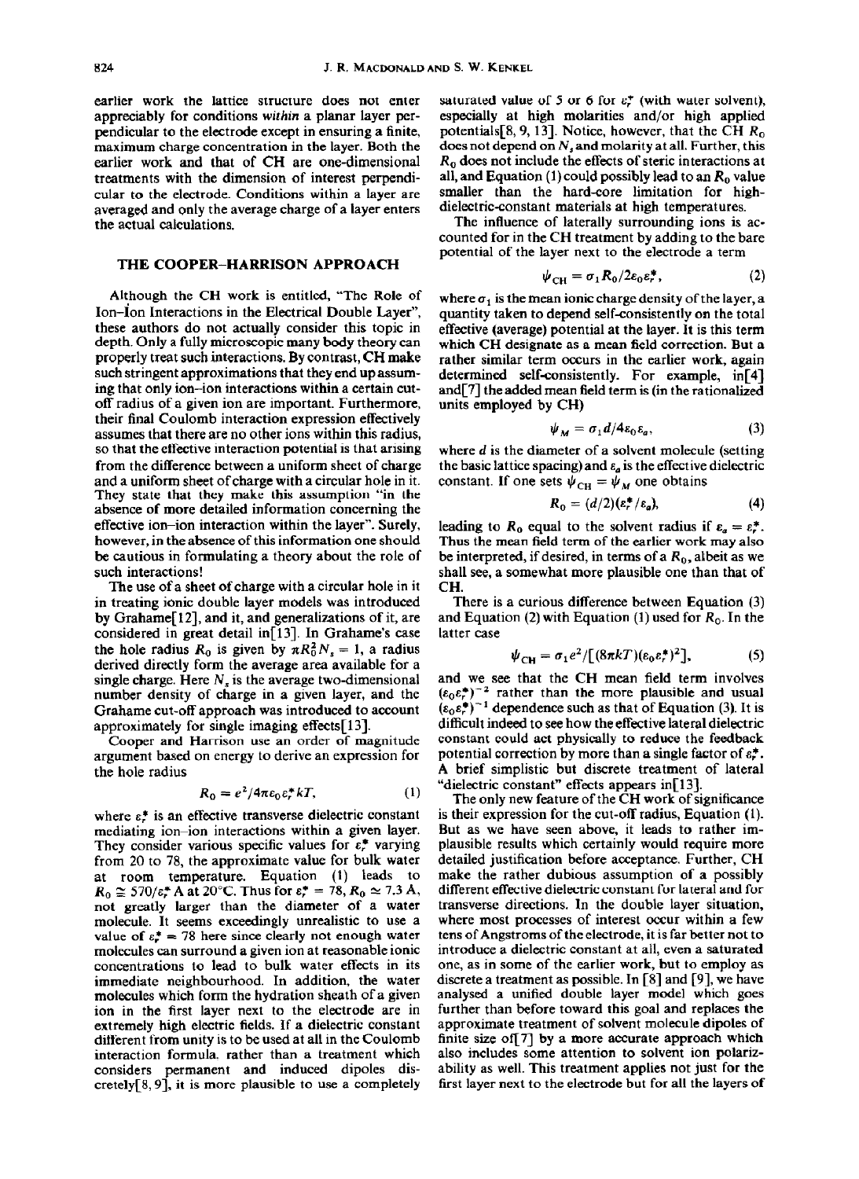earlier work the lattice structure does not enter appreciably for conditions *within* a planar layer perpendicular to the electrode except in ensuring a finite, maximum charge concentration in the layer. Both the earlier work and that of CH are one-dimensional treatments with the dimension of interest perpendicular to the electrode. Conditions within a layer are averaged and only the average charge of a layer enters the actual calculations.

## THE COOPER–HARRISON APPROACH

Although the CH work is entitled, "The Role of Ion–Ion Interactions in the Electrical Double Layer", these authors do not actually consider this topic in depth. Only a fully microscopic many body theory can properly treat such interactions. By contrast, CH make such stringent approximations that they end up assuming that only ion–ion interactions within a certain cut-off radius of a given ion are important. Furthermore, their final Coulomb interaction expression effectively assumes that there are no other ions within this radius, so that the effective interaction potential is that arising from the difference between a uniform sheet of charge and a uniform sheet of charge with a circular hole in it. They state that they make this assumption "in the absence of more detailed information concerning the effective ion–ion interaction within the layer". Surely, however, in the absence of this information one should be cautious in formulating a theory about the role of such interactions!

The use of a sheet of charge with a circular hole in it in treating ionic double layer models was introduced by Grahame[12], and it, and generalizations of it, are considered in great detail in[13]. In Grahame's case the hole radius $R_0$ is given by $\pi R_0^2 N_s = 1$, a radius derived directly form the average area available for a single charge. Here $N_s$ is the average two-dimensional number density of charge in a given layer, and the Grahame cut-off approach was introduced to account approximately for single imaging effects[13].

Cooper and Harrison use an order of magnitude argument based on energy to derive an expression for the hole radius

$$R_0 = e^2/4\pi\varepsilon_0\varepsilon_r^* kT, \tag{1}$$

where $\varepsilon_r^*$ is an effective transverse dielectric constant mediating ion–ion interactions within a given layer. They consider various specific values for $\varepsilon_r^*$ varying from 20 to 78, the approximate value for bulk water at room temperature. Equation (1) leads to $R_0 \cong 570/\varepsilon_r^*$ Å at 20°C. Thus for $\varepsilon_r^* = 78$, $R_0 \simeq 7.3$ Å, not greatly larger than the diameter of a water molecule. It seems exceedingly unrealistic to use a value of $\varepsilon_r^* = 78$ here since clearly not enough water molecules can surround a given ion at reasonable ionic concentrations to lead to bulk water effects in its immediate neighbourhood. In addition, the water molecules which form the hydration sheath of a given ion in the first layer next to the electrode are in extremely high electric fields. If a dielectric constant different from unity is to be used at all in the Coulomb interaction formula, rather than a treatment which considers permanent and induced dipoles discretely[8, 9], it is more plausible to use a completely saturated value of 5 or 6 for $\varepsilon_r^*$ (with water solvent), especially at high molarities and/or high applied potentials[8, 9, 13]. Notice, however, that the CH $R_0$ does not depend on $N_s$ and molarity at all. Further, this $R_0$ does not include the effects of steric interactions at all, and Equation (1) could possibly lead to an $R_0$ value smaller than the hard-core limitation for high-dielectric-constant materials at high temperatures.

The influence of laterally surrounding ions is accounted for in the CH treatment by adding to the bare potential of the layer next to the electrode a term

$$\psi_{CH} = \sigma_1 R_0/2\varepsilon_0\varepsilon_r^*, \tag{2}$$

where $\sigma_1$ is the mean ionic charge density of the layer, a quantity taken to depend self-consistently on the total effective (average) potential at the layer. It is this term which CH designate as a mean field correction. But a rather similar term occurs in the earlier work, again determined self-consistently. For example, in[4] and[7] the added mean field term is (in the rationalized units employed by CH)

$$\psi_M = \sigma_1 d/4\varepsilon_0\varepsilon_a, \tag{3}$$

where $d$ is the diameter of a solvent molecule (setting the basic lattice spacing) and $\varepsilon_a$ is the effective dielectric constant. If one sets $\psi_{CH} = \psi_M$ one obtains

$$R_0 = (d/2)(\varepsilon_r^*/\varepsilon_a), \tag{4}$$

leading to $R_0$ equal to the solvent radius if $\varepsilon_a = \varepsilon_r^*$. Thus the mean field term of the earlier work may also be interpreted, if desired, in terms of a $R_0$, albeit as we shall see, a somewhat more plausible one than that of CH.

There is a curious difference between Equation (3) and Equation (2) with Equation (1) used for $R_0$. In the latter case

$$\psi_{CH} = \sigma_1 e^2/[(8\pi kT)(\varepsilon_0\varepsilon_r^*)^2], \tag{5}$$

and we see that the CH mean field term involves $(\varepsilon_0\varepsilon_r^*)^{-2}$ rather than the more plausible and usual $(\varepsilon_0\varepsilon_r^*)^{-1}$ dependence such as that of Equation (3). It is difficult indeed to see how the effective lateral dielectric constant could act physically to reduce the feedback potential correction by more than a single factor of $\varepsilon_r^*$. A brief simplistic but discrete treatment of lateral "dielectric constant" effects appears in[13].

The only new feature of the CH work of significance is their expression for the cut-off radius, Equation (1). But as we have seen above, it leads to rather implausible results which certainly would require more detailed justification before acceptance. Further, CH make the rather dubious assumption of a possibly different effective dielectric constant for lateral and for transverse directions. In the double layer situation, where most processes of interest occur within a few tens of Angstroms of the electrode, it is far better not to introduce a dielectric constant at all, even a saturated one, as in some of the earlier work, but to employ as discrete a treatment as possible. In [8] and [9], we have analysed a unified double layer model which goes further than before toward this goal and replaces the approximate treatment of solvent molecule dipoles of finite size of[7] by a more accurate approach which also includes some attention to solvent ion polarizability as well. This treatment applies not just for the first layer next to the electrode but for all the layers of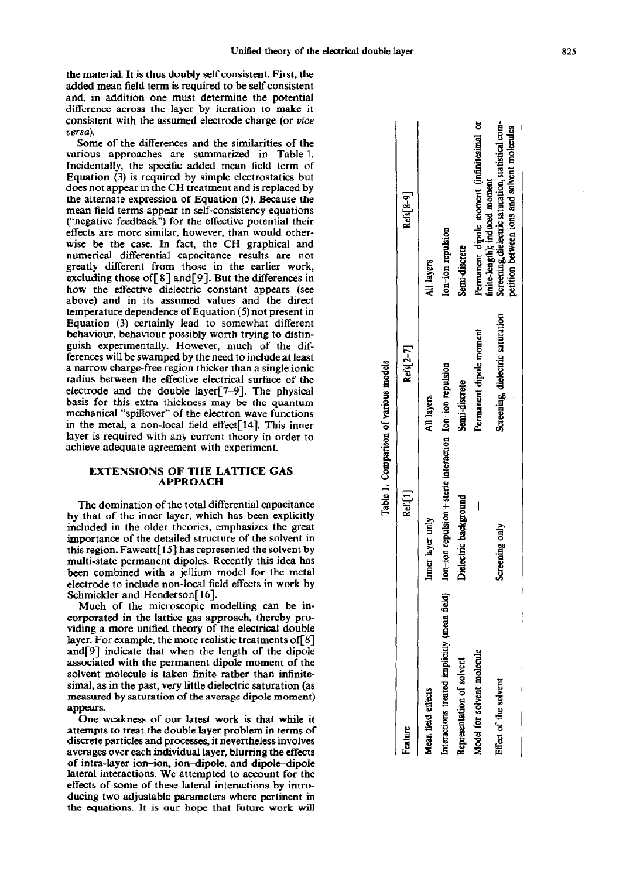the material. It is thus doubly self consistent. First, the added mean field term is required to be self consistent and, in addition one must determine the potential difference across the layer by iteration to make it consistent with the assumed electrode charge (or *vice versa*).

Some of the differences and the similarities of the various approaches are summarized in Table 1. Incidentally, the specific added mean field term of Equation (3) is required by simple electrostatics but does not appear in the CH treatment and is replaced by the alternate expression of Equation (5). Because the mean field terms appear in self-consistency equations ("negative feedback") for the effective potential their effects are more similar, however, than would otherwise be the case. In fact, the CH graphical and numerical differential capacitance results are not greatly different from those in the earlier work, excluding those of[8] and[9]. But the differences in how the effective dielectric constant appears (see above) and in its assumed values and the direct temperature dependence of Equation (5) not present in Equation (3) certainly lead to somewhat different behaviour, behaviour possibly worth trying to distinguish experimentally. However, much of the differences will be swamped by the need to include at least a narrow charge-free region thicker than a single ionic radius between the effective electrical surface of the electrode and the double layer[7–9]. The physical basis for this extra thickness may be the quantum mechanical "spillover" of the electron wave functions in the metal, a non-local field effect[14]. This inner layer is required with any current theory in order to achieve adequate agreement with experiment.

## EXTENSIONS OF THE LATTICE GAS APPROACH

The domination of the total differential capacitance by that of the inner layer, which has been explicitly included in the older theories, emphasizes the great importance of the detailed structure of the solvent in this region. Fawcett[15] has represented the solvent by multi-state permanent dipoles. Recently this idea has been combined with a jellium model for the metal electrode to include non-local field effects in work by Schmickler and Henderson[16].

Much of the microscopic modelling can be incorporated in the lattice gas approach, thereby providing a more unified theory of the electrical double layer. For example, the more realistic treatments of[8] and[9] indicate that when the length of the dipole associated with the permanent dipole moment of the solvent molecule is taken finite rather than infinitesimal, as in the past, very little dielectric saturation (as measured by saturation of the average dipole moment) appears.

One weakness of our latest work is that while it attempts to treat the double layer problem in terms of discrete particles and processes, it nevertheless involves averages over each individual layer, blurring the effects of intra-layer ion–ion, ion–dipole, and dipole–dipole lateral interactions. We attempted to account for the effects of some of these lateral interactions by introducing two adjustable parameters where pertinent in the equations. It is our hope that future work will

Table 1. Comparison of various models

| Feature | Ref[1] | Refs[2–7] | Refs[8–9] |
|---|---|---|---|
| Mean field effects | Inner layer only | All layers | All layers |
| Interactions treated implicitly (mean field) | Ion–ion repulsion + steric interaction | Ion–ion repulsion | Ion–ion repulsion |
| Representation of solvent | Dielectric background | Semi-discrete | Semi-discrete |
| Model for solvent molecule | — | Permanent dipole moment | Permanent dipole moment (infinitesimal or finite-length); induced moment |
| Effect of the solvent | Screening only | Screening, dielectric saturation | Screening, dielectric saturation, statistical competition between ions and solvent molecules |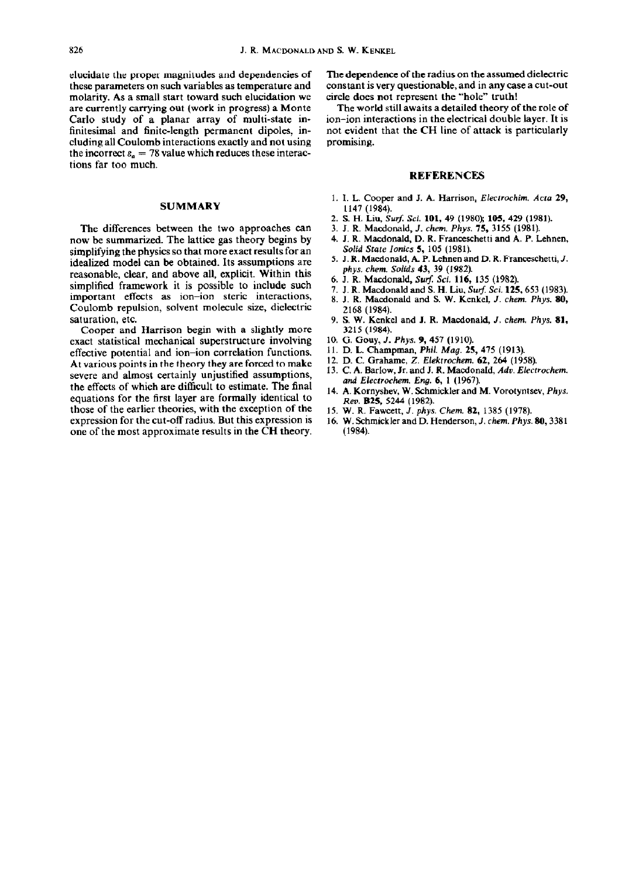elucidate the proper magnitudes and dependencies of these parameters on such variables as temperature and molarity. As a small start toward such elucidation we are currently carrying out (work in progress) a Monte Carlo study of a planar array of multi-state infinitesimal and finite-length permanent dipoles, including all Coulomb interactions exactly and not using the incorrect $\varepsilon_a = 78$ value which reduces these interactions far too much.

## SUMMARY

The differences between the two approaches can now be summarized. The lattice gas theory begins by simplifying the physics so that more exact results for an idealized model can be obtained. Its assumptions are reasonable, clear, and above all, explicit. Within this simplified framework it is possible to include such important effects as ion–ion steric interactions, Coulomb repulsion, solvent molecule size, dielectric saturation, etc.

Cooper and Harrison begin with a slightly more exact statistical mechanical superstructure involving effective potential and ion–ion correlation functions. At various points in the theory they are forced to make severe and almost certainly unjustified assumptions, the effects of which are difficult to estimate. The final equations for the first layer are formally identical to those of the earlier theories, with the exception of the expression for the cut-off radius. But this expression is one of the most approximate results in the CH theory. The dependence of the radius on the assumed dielectric constant is very questionable, and in any case a cut-out circle does not represent the "hole" truth!

The world still awaits a detailed theory of the role of ion–ion interactions in the electrical double layer. It is not evident that the CH line of attack is particularly promising.

## REFERENCES

1. I. L. Cooper and J. A. Harrison, *Electrochim. Acta* **29**, 1147 (1984).
2. S. H. Liu, *Surf. Sci.* **101**, 49 (1980); **105**, 429 (1981).
3. J. R. Macdonald, *J. chem. Phys.* **75**, 3155 (1981).
4. J. R. Macdonald, D. R. Franceschetti and A. P. Lehnen, *Solid State Ionics* **5**, 105 (1981).
5. J. R. Macdonald, A. P. Lehnen and D. R. Franceschetti, *J. phys. chem. Solids* **43**, 39 (1982).
6. J. R. Macdonald, *Surf. Sci.* **116**, 135 (1982).
7. J. R. Macdonald and S. H. Liu, *Surf. Sci.* **125**, 653 (1983).
8. J. R. Macdonald and S. W. Kenkel, *J. chem. Phys.* **80**, 2168 (1984).
9. S. W. Kenkel and J. R. Macdonald, *J. chem. Phys.* **81**, 3215 (1984).
10. G. Gouy, *J. Phys.* **9**, 457 (1910).
11. D. L. Champman, *Phil. Mag.* **25**, 475 (1913).
12. D. C. Grahame, *Z. Elektrochem.* **62**, 264 (1958).
13. C. A. Barlow, Jr. and J. R. Macdonald, *Adv. Electrochem. and Electrochem. Eng.* **6**, 1 (1967).
14. A. Kornyshev, W. Schmickler and M. Vorotyntsev, *Phys. Rev.* **B25**, 5244 (1982).
15. W. R. Fawcett, *J. phys. Chem.* **82**, 1385 (1978).
16. W. Schmickler and D. Henderson, *J. chem. Phys.* **80**, 3381 (1984).